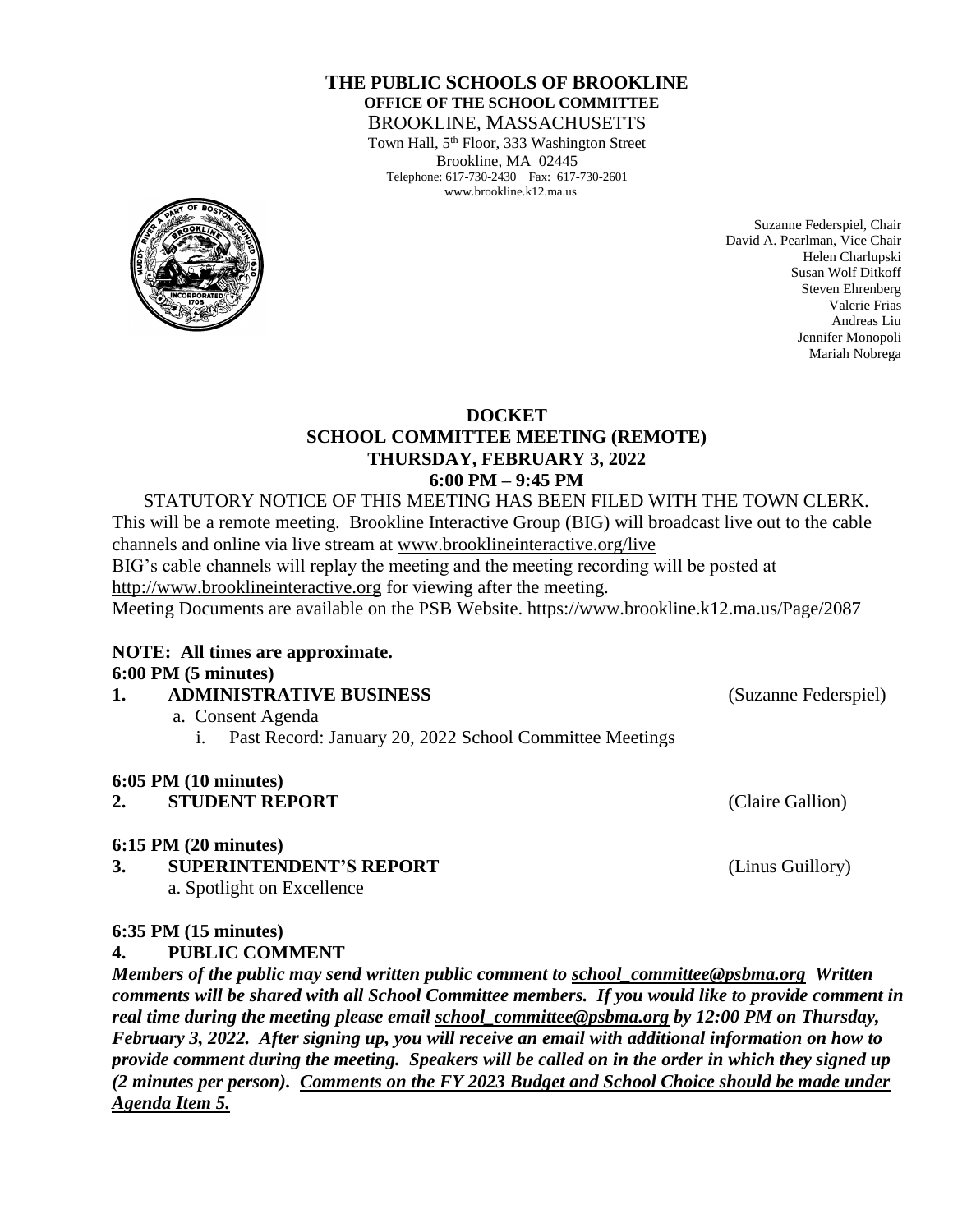**THE PUBLIC SCHOOLS OF BROOKLINE**
**OFFICE OF THE SCHOOL COMMITTEE**
BROOKLINE, MASSACHUSETTS
Town Hall, 5th Floor, 333 Washington Street
Brookline, MA 02445
Telephone: 617-730-2430 Fax: 617-730-2601
www.brookline.k12.ma.us

Suzanne Federspiel, Chair
David A. Pearlman, Vice Chair
Helen Charlupski
Susan Wolf Ditkoff
Steven Ehrenberg
Valerie Frias
Andreas Liu
Jennifer Monopoli
Mariah Nobrega

# DOCKET
## SCHOOL COMMITTEE MEETING (REMOTE)
## THURSDAY, FEBRUARY 3, 2022
## 6:00 PM – 9:45 PM

STATUTORY NOTICE OF THIS MEETING HAS BEEN FILED WITH THE TOWN CLERK.
This will be a remote meeting. Brookline Interactive Group (BIG) will broadcast live out to the cable channels and online via live stream at www.brooklineinteractive.org/live
BIG's cable channels will replay the meeting and the meeting recording will be posted at http://www.brooklineinteractive.org for viewing after the meeting.
Meeting Documents are available on the PSB Website. https://www.brookline.k12.ma.us/Page/2087

**NOTE: All times are approximate.**

**6:00 PM (5 minutes)**

**1. ADMINISTRATIVE BUSINESS** (Suzanne Federspiel)
   a. Consent Agenda
      i. Past Record: January 20, 2022 School Committee Meetings

**6:05 PM (10 minutes)**

**2. STUDENT REPORT** (Claire Gallion)

**6:15 PM (20 minutes)**

**3. SUPERINTENDENT'S REPORT** (Linus Guillory)
   a. Spotlight on Excellence

**6:35 PM (15 minutes)**

**4. PUBLIC COMMENT**

***Members of the public may send written public comment to school_committee@psbma.org Written comments will be shared with all School Committee members. If you would like to provide comment in real time during the meeting please email school_committee@psbma.org by 12:00 PM on Thursday, February 3, 2022. After signing up, you will receive an email with additional information on how to provide comment during the meeting. Speakers will be called on in the order in which they signed up (2 minutes per person). Comments on the FY 2023 Budget and School Choice should be made under Agenda Item 5.***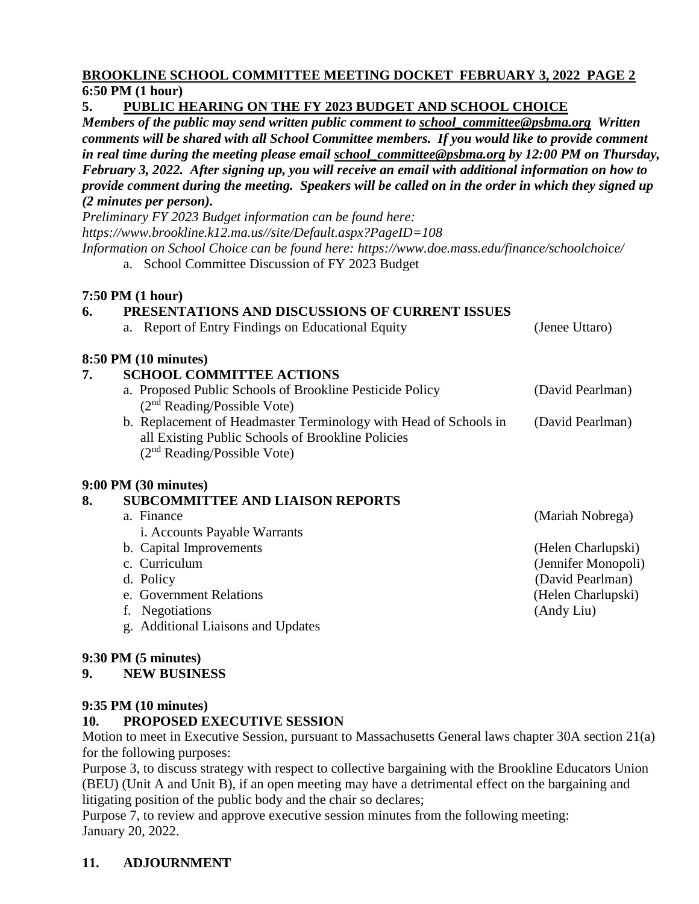**6:50 PM (1 hour)**

## 5. PUBLIC HEARING ON THE FY 2023 BUDGET AND SCHOOL CHOICE

***Members of the public may send written public comment to school_committee@psbma.org Written comments will be shared with all School Committee members. If you would like to provide comment in real time during the meeting please email school_committee@psbma.org by 12:00 PM on Thursday, February 3, 2022. After signing up, you will receive an email with additional information on how to provide comment during the meeting. Speakers will be called on in the order in which they signed up (2 minutes per person).***

*Preliminary FY 2023 Budget information can be found here: https://www.brookline.k12.ma.us//site/Default.aspx?PageID=108*

*Information on School Choice can be found here: https://www.doe.mass.edu/finance/schoolchoice/*

a. School Committee Discussion of FY 2023 Budget

**7:50 PM (1 hour)**

## 6. PRESENTATIONS AND DISCUSSIONS OF CURRENT ISSUES

a. Report of Entry Findings on Educational Equity (Jenee Uttaro)

**8:50 PM (10 minutes)**

## 7. SCHOOL COMMITTEE ACTIONS

a. Proposed Public Schools of Brookline Pesticide Policy (2nd Reading/Possible Vote) (David Pearlman)

b. Replacement of Headmaster Terminology with Head of Schools in all Existing Public Schools of Brookline Policies (2nd Reading/Possible Vote) (David Pearlman)

**9:00 PM (30 minutes)**

## 8. SUBCOMMITTEE AND LIAISON REPORTS

a. Finance (Mariah Nobrega)
   i. Accounts Payable Warrants
b. Capital Improvements (Helen Charlupski)
c. Curriculum (Jennifer Monopoli)
d. Policy (David Pearlman)
e. Government Relations (Helen Charlupski)
f. Negotiations (Andy Liu)
g. Additional Liaisons and Updates

**9:30 PM (5 minutes)**

## 9. NEW BUSINESS

**9:35 PM (10 minutes)**

## 10. PROPOSED EXECUTIVE SESSION

Motion to meet in Executive Session, pursuant to Massachusetts General laws chapter 30A section 21(a) for the following purposes:

Purpose 3, to discuss strategy with respect to collective bargaining with the Brookline Educators Union (BEU) (Unit A and Unit B), if an open meeting may have a detrimental effect on the bargaining and litigating position of the public body and the chair so declares;

Purpose 7, to review and approve executive session minutes from the following meeting: January 20, 2022.

## 11. ADJOURNMENT